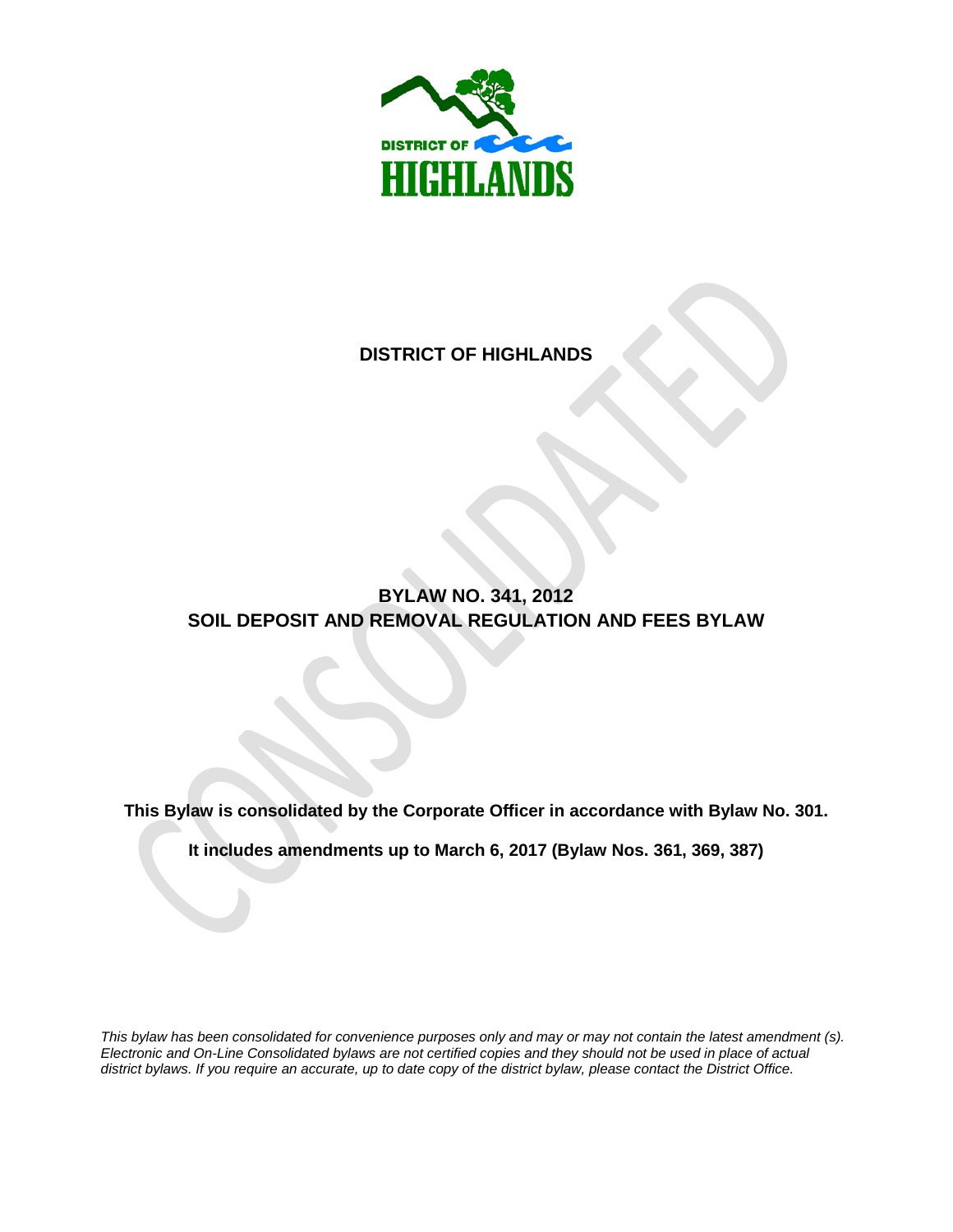# DISTRICT OF HIGHLANDS

## BYLAW NO. 341, 2012
## SOIL DEPOSIT AND REMOVAL REGULATION AND FEES BYLAW

**This Bylaw is consolidated by the Corporate Officer in accordance with Bylaw No. 301.**

**It includes amendments up to March 6, 2017 (Bylaw Nos. 361, 369, 387)**

*This bylaw has been consolidated for convenience purposes only and may or may not contain the latest amendment (s). Electronic and On-Line Consolidated bylaws are not certified copies and they should not be used in place of actual district bylaws. If you require an accurate, up to date copy of the district bylaw, please contact the District Office.*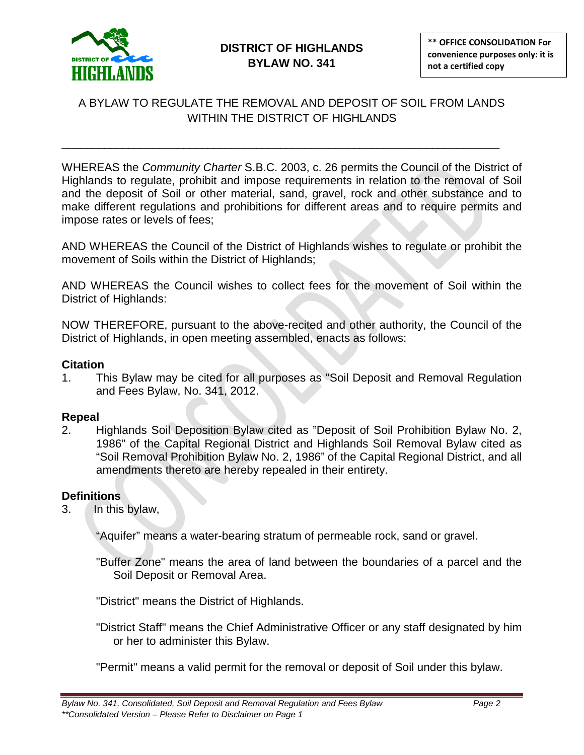# DISTRICT OF HIGHLANDS
# BYLAW NO. 341

** OFFICE CONSOLIDATION For convenience purposes only: it is not a certified copy

A BYLAW TO REGULATE THE REMOVAL AND DEPOSIT OF SOIL FROM LANDS WITHIN THE DISTRICT OF HIGHLANDS

---

WHEREAS the *Community Charter* S.B.C. 2003, c. 26 permits the Council of the District of Highlands to regulate, prohibit and impose requirements in relation to the removal of Soil and the deposit of Soil or other material, sand, gravel, rock and other substance and to make different regulations and prohibitions for different areas and to require permits and impose rates or levels of fees;

AND WHEREAS the Council of the District of Highlands wishes to regulate or prohibit the movement of Soils within the District of Highlands;

AND WHEREAS the Council wishes to collect fees for the movement of Soil within the District of Highlands:

NOW THEREFORE, pursuant to the above-recited and other authority, the Council of the District of Highlands, in open meeting assembled, enacts as follows:

**Citation**

1. This Bylaw may be cited for all purposes as "Soil Deposit and Removal Regulation and Fees Bylaw, No. 341, 2012.

**Repeal**

2. Highlands Soil Deposition Bylaw cited as "Deposit of Soil Prohibition Bylaw No. 2, 1986" of the Capital Regional District and Highlands Soil Removal Bylaw cited as "Soil Removal Prohibition Bylaw No. 2, 1986" of the Capital Regional District, and all amendments thereto are hereby repealed in their entirety.

**Definitions**

3. In this bylaw,

   "Aquifer" means a water-bearing stratum of permeable rock, sand or gravel.

   "Buffer Zone" means the area of land between the boundaries of a parcel and the Soil Deposit or Removal Area.

   "District" means the District of Highlands.

   "District Staff" means the Chief Administrative Officer or any staff designated by him or her to administer this Bylaw.

   "Permit" means a valid permit for the removal or deposit of Soil under this bylaw.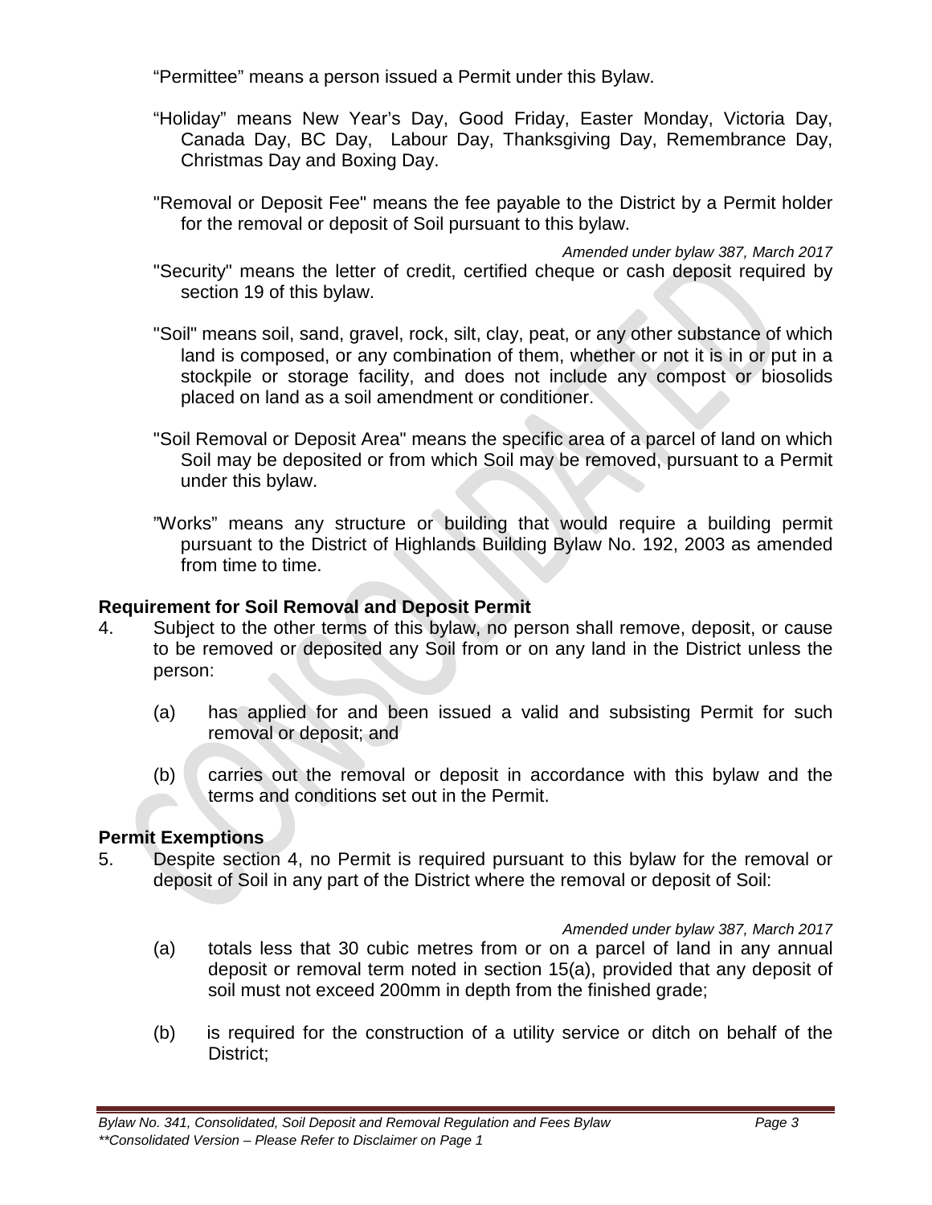"Permittee" means a person issued a Permit under this Bylaw.

"Holiday" means New Year's Day, Good Friday, Easter Monday, Victoria Day, Canada Day, BC Day, Labour Day, Thanksgiving Day, Remembrance Day, Christmas Day and Boxing Day.

"Removal or Deposit Fee" means the fee payable to the District by a Permit holder for the removal or deposit of Soil pursuant to this bylaw.

*Amended under bylaw 387, March 2017*

"Security" means the letter of credit, certified cheque or cash deposit required by section 19 of this bylaw.

"Soil" means soil, sand, gravel, rock, silt, clay, peat, or any other substance of which land is composed, or any combination of them, whether or not it is in or put in a stockpile or storage facility, and does not include any compost or biosolids placed on land as a soil amendment or conditioner.

"Soil Removal or Deposit Area" means the specific area of a parcel of land on which Soil may be deposited or from which Soil may be removed, pursuant to a Permit under this bylaw.

"Works" means any structure or building that would require a building permit pursuant to the District of Highlands Building Bylaw No. 192, 2003 as amended from time to time.

**Requirement for Soil Removal and Deposit Permit**

4. Subject to the other terms of this bylaw, no person shall remove, deposit, or cause to be removed or deposited any Soil from or on any land in the District unless the person:

   (a) has applied for and been issued a valid and subsisting Permit for such removal or deposit; and

   (b) carries out the removal or deposit in accordance with this bylaw and the terms and conditions set out in the Permit.

**Permit Exemptions**

5. Despite section 4, no Permit is required pursuant to this bylaw for the removal or deposit of Soil in any part of the District where the removal or deposit of Soil:

   *Amended under bylaw 387, March 2017*

   (a) totals less that 30 cubic metres from or on a parcel of land in any annual deposit or removal term noted in section 15(a), provided that any deposit of soil must not exceed 200mm in depth from the finished grade;

   (b) is required for the construction of a utility service or ditch on behalf of the District;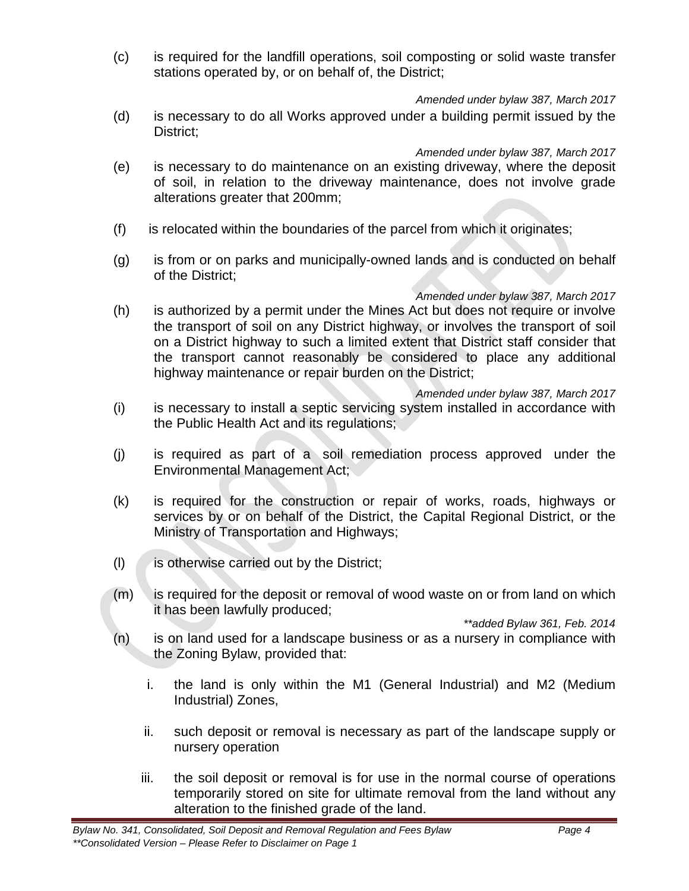(c) is required for the landfill operations, soil composting or solid waste transfer stations operated by, or on behalf of, the District;

*Amended under bylaw 387, March 2017*

(d) is necessary to do all Works approved under a building permit issued by the District;

*Amended under bylaw 387, March 2017*

(e) is necessary to do maintenance on an existing driveway, where the deposit of soil, in relation to the driveway maintenance, does not involve grade alterations greater that 200mm;

(f) is relocated within the boundaries of the parcel from which it originates;

(g) is from or on parks and municipally-owned lands and is conducted on behalf of the District;

*Amended under bylaw 387, March 2017*

(h) is authorized by a permit under the Mines Act but does not require or involve the transport of soil on any District highway, or involves the transport of soil on a District highway to such a limited extent that District staff consider that the transport cannot reasonably be considered to place any additional highway maintenance or repair burden on the District;

*Amended under bylaw 387, March 2017*

(i) is necessary to install a septic servicing system installed in accordance with the Public Health Act and its regulations;

(j) is required as part of a soil remediation process approved under the Environmental Management Act;

(k) is required for the construction or repair of works, roads, highways or services by or on behalf of the District, the Capital Regional District, or the Ministry of Transportation and Highways;

(l) is otherwise carried out by the District;

(m) is required for the deposit or removal of wood waste on or from land on which it has been lawfully produced;

*\*\*added Bylaw 361, Feb. 2014*

(n) is on land used for a landscape business or as a nursery in compliance with the Zoning Bylaw, provided that:

i. the land is only within the M1 (General Industrial) and M2 (Medium Industrial) Zones,

ii. such deposit or removal is necessary as part of the landscape supply or nursery operation

iii. the soil deposit or removal is for use in the normal course of operations temporarily stored on site for ultimate removal from the land without any alteration to the finished grade of the land.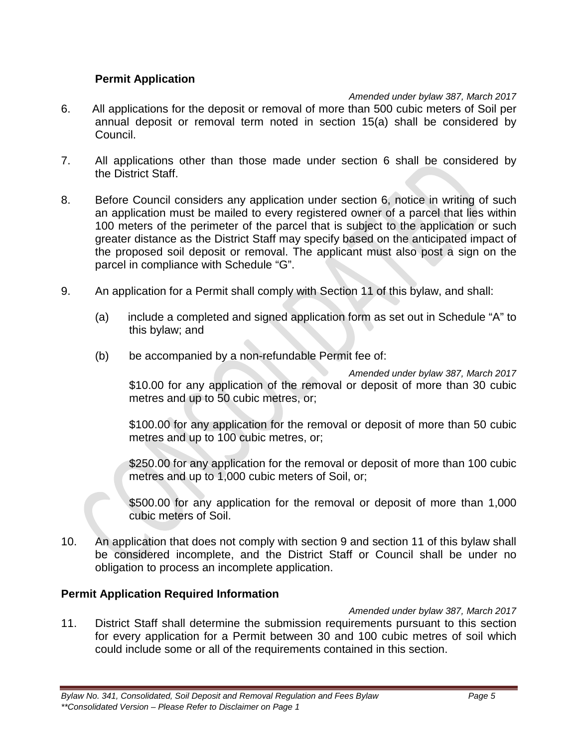### Permit Application

*Amended under bylaw 387, March 2017*

6. All applications for the deposit or removal of more than 500 cubic meters of Soil per annual deposit or removal term noted in section 15(a) shall be considered by Council.

7. All applications other than those made under section 6 shall be considered by the District Staff.

8. Before Council considers any application under section 6, notice in writing of such an application must be mailed to every registered owner of a parcel that lies within 100 meters of the perimeter of the parcel that is subject to the application or such greater distance as the District Staff may specify based on the anticipated impact of the proposed soil deposit or removal. The applicant must also post a sign on the parcel in compliance with Schedule "G".

9. An application for a Permit shall comply with Section 11 of this bylaw, and shall:

   (a) include a completed and signed application form as set out in Schedule "A" to this bylaw; and

   (b) be accompanied by a non-refundable Permit fee of:

   *Amended under bylaw 387, March 2017*

   $10.00 for any application of the removal or deposit of more than 30 cubic metres and up to 50 cubic metres, or;

   $100.00 for any application for the removal or deposit of more than 50 cubic metres and up to 100 cubic metres, or;

   $250.00 for any application for the removal or deposit of more than 100 cubic metres and up to 1,000 cubic meters of Soil, or;

   $500.00 for any application for the removal or deposit of more than 1,000 cubic meters of Soil.

10. An application that does not comply with section 9 and section 11 of this bylaw shall be considered incomplete, and the District Staff or Council shall be under no obligation to process an incomplete application.

### Permit Application Required Information

*Amended under bylaw 387, March 2017*

11. District Staff shall determine the submission requirements pursuant to this section for every application for a Permit between 30 and 100 cubic metres of soil which could include some or all of the requirements contained in this section.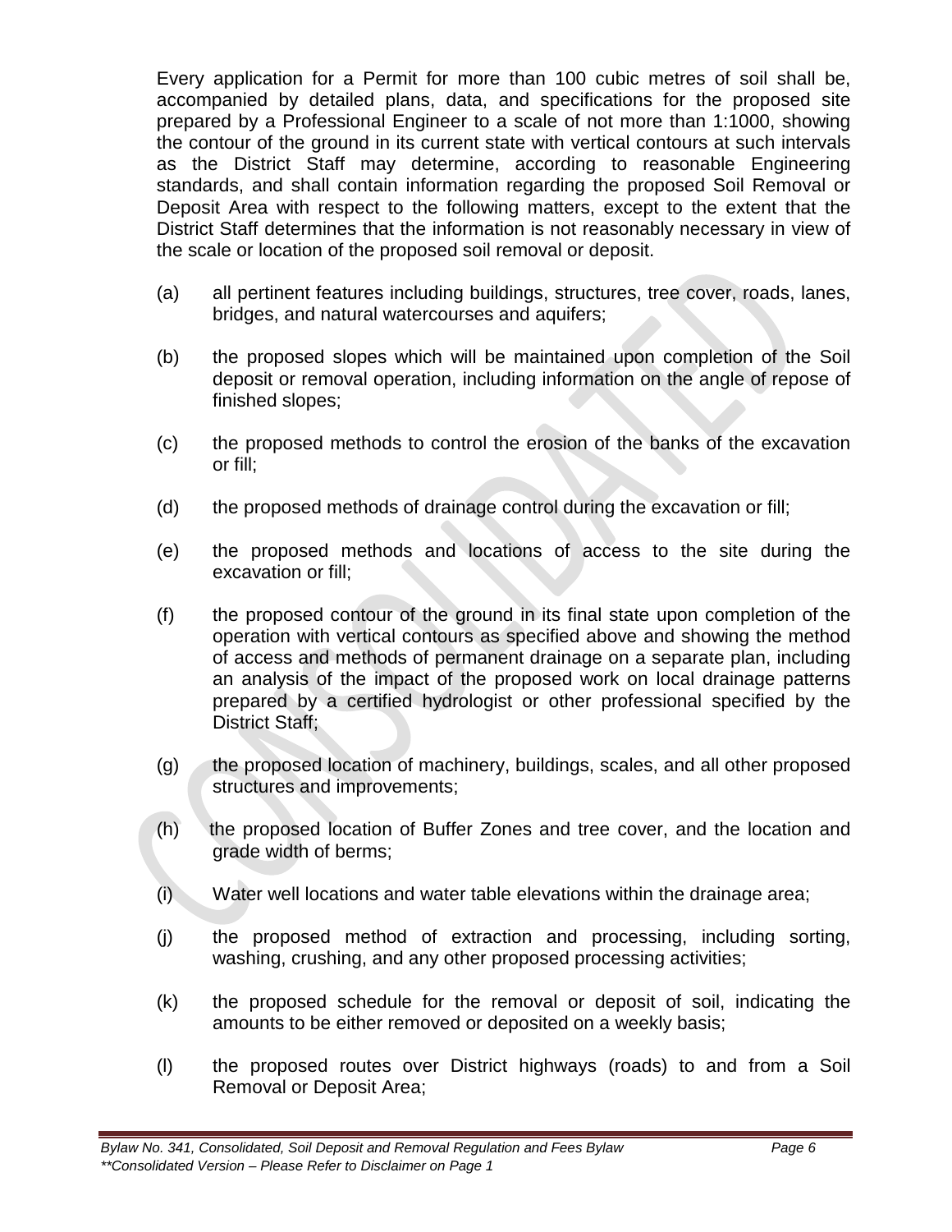Every application for a Permit for more than 100 cubic metres of soil shall be, accompanied by detailed plans, data, and specifications for the proposed site prepared by a Professional Engineer to a scale of not more than 1:1000, showing the contour of the ground in its current state with vertical contours at such intervals as the District Staff may determine, according to reasonable Engineering standards, and shall contain information regarding the proposed Soil Removal or Deposit Area with respect to the following matters, except to the extent that the District Staff determines that the information is not reasonably necessary in view of the scale or location of the proposed soil removal or deposit.

(a) all pertinent features including buildings, structures, tree cover, roads, lanes, bridges, and natural watercourses and aquifers;

(b) the proposed slopes which will be maintained upon completion of the Soil deposit or removal operation, including information on the angle of repose of finished slopes;

(c) the proposed methods to control the erosion of the banks of the excavation or fill;

(d) the proposed methods of drainage control during the excavation or fill;

(e) the proposed methods and locations of access to the site during the excavation or fill;

(f) the proposed contour of the ground in its final state upon completion of the operation with vertical contours as specified above and showing the method of access and methods of permanent drainage on a separate plan, including an analysis of the impact of the proposed work on local drainage patterns prepared by a certified hydrologist or other professional specified by the District Staff;

(g) the proposed location of machinery, buildings, scales, and all other proposed structures and improvements;

(h) the proposed location of Buffer Zones and tree cover, and the location and grade width of berms;

(i) Water well locations and water table elevations within the drainage area;

(j) the proposed method of extraction and processing, including sorting, washing, crushing, and any other proposed processing activities;

(k) the proposed schedule for the removal or deposit of soil, indicating the amounts to be either removed or deposited on a weekly basis;

(l) the proposed routes over District highways (roads) to and from a Soil Removal or Deposit Area;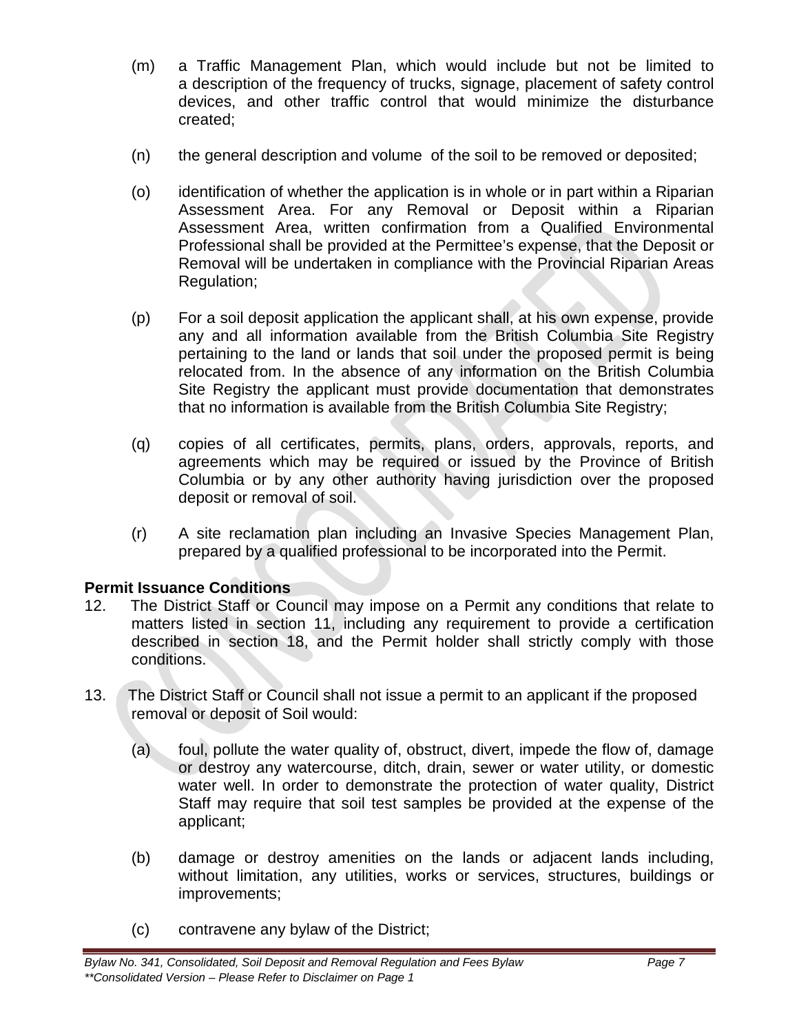(m) a Traffic Management Plan, which would include but not be limited to a description of the frequency of trucks, signage, placement of safety control devices, and other traffic control that would minimize the disturbance created;

(n) the general description and volume of the soil to be removed or deposited;

(o) identification of whether the application is in whole or in part within a Riparian Assessment Area. For any Removal or Deposit within a Riparian Assessment Area, written confirmation from a Qualified Environmental Professional shall be provided at the Permittee's expense, that the Deposit or Removal will be undertaken in compliance with the Provincial Riparian Areas Regulation;

(p) For a soil deposit application the applicant shall, at his own expense, provide any and all information available from the British Columbia Site Registry pertaining to the land or lands that soil under the proposed permit is being relocated from. In the absence of any information on the British Columbia Site Registry the applicant must provide documentation that demonstrates that no information is available from the British Columbia Site Registry;

(q) copies of all certificates, permits, plans, orders, approvals, reports, and agreements which may be required or issued by the Province of British Columbia or by any other authority having jurisdiction over the proposed deposit or removal of soil.

(r) A site reclamation plan including an Invasive Species Management Plan, prepared by a qualified professional to be incorporated into the Permit.

**Permit Issuance Conditions**

12. The District Staff or Council may impose on a Permit any conditions that relate to matters listed in section 11, including any requirement to provide a certification described in section 18, and the Permit holder shall strictly comply with those conditions.

13. The District Staff or Council shall not issue a permit to an applicant if the proposed removal or deposit of Soil would:

    (a) foul, pollute the water quality of, obstruct, divert, impede the flow of, damage or destroy any watercourse, ditch, drain, sewer or water utility, or domestic water well. In order to demonstrate the protection of water quality, District Staff may require that soil test samples be provided at the expense of the applicant;

    (b) damage or destroy amenities on the lands or adjacent lands including, without limitation, any utilities, works or services, structures, buildings or improvements;

    (c) contravene any bylaw of the District;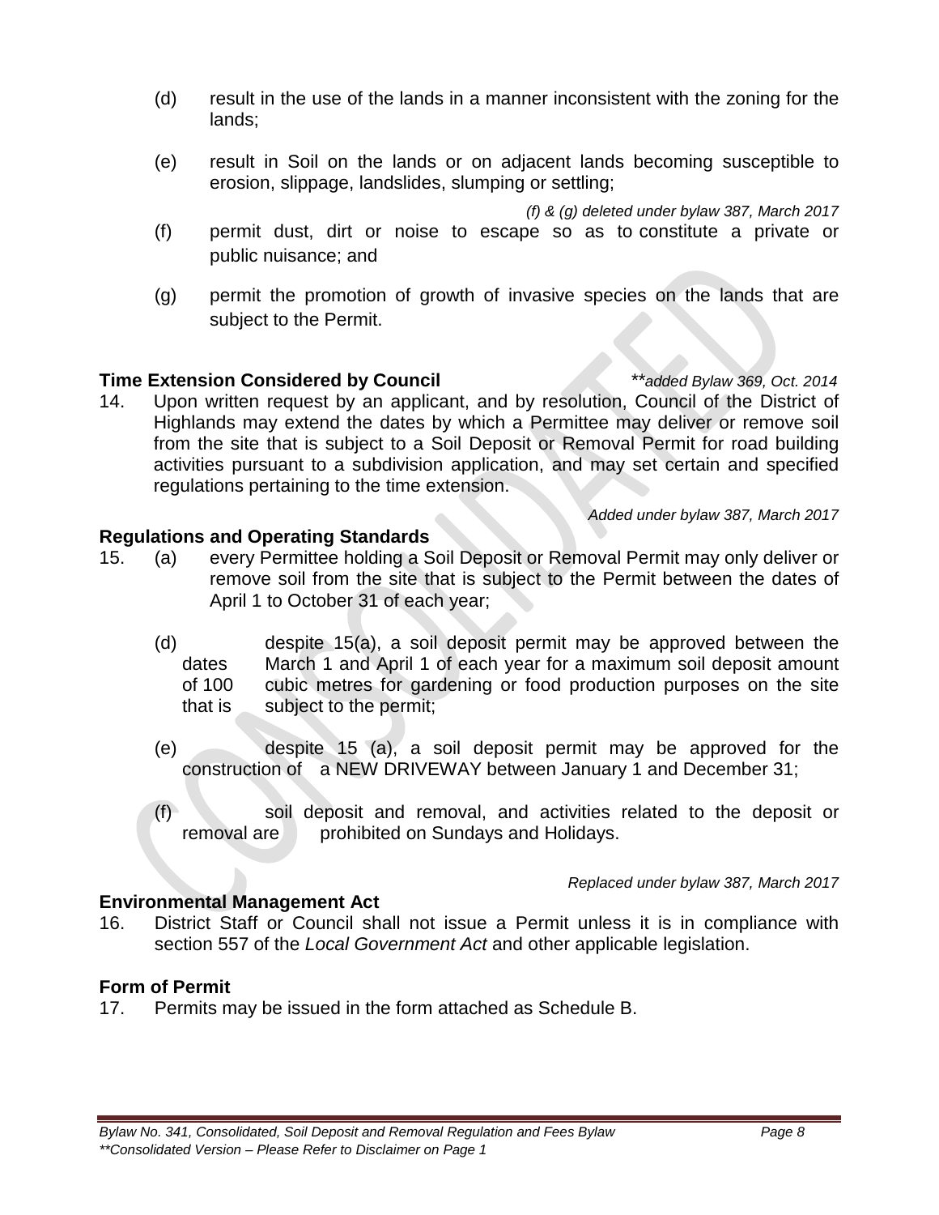(d) result in the use of the lands in a manner inconsistent with the zoning for the lands;

(e) result in Soil on the lands or on adjacent lands becoming susceptible to erosion, slippage, landslides, slumping or settling;

*(f) & (g) deleted under bylaw 387, March 2017*

(f) permit dust, dirt or noise to escape so as to constitute a private or public nuisance; and

(g) permit the promotion of growth of invasive species on the lands that are subject to the Permit.

**Time Extension Considered by Council** *\*\*added Bylaw 369, Oct. 2014*

14. Upon written request by an applicant, and by resolution, Council of the District of Highlands may extend the dates by which a Permittee may deliver or remove soil from the site that is subject to a Soil Deposit or Removal Permit for road building activities pursuant to a subdivision application, and may set certain and specified regulations pertaining to the time extension.

*Added under bylaw 387, March 2017*

**Regulations and Operating Standards**

15. (a) every Permittee holding a Soil Deposit or Removal Permit may only deliver or remove soil from the site that is subject to the Permit between the dates of April 1 to October 31 of each year;

(d) despite 15(a), a soil deposit permit may be approved between the dates March 1 and April 1 of each year for a maximum soil deposit amount of 100 cubic metres for gardening or food production purposes on the site that is subject to the permit;

(e) despite 15 (a), a soil deposit permit may be approved for the construction of a NEW DRIVEWAY between January 1 and December 31;

(f) soil deposit and removal, and activities related to the deposit or removal are prohibited on Sundays and Holidays.

*Replaced under bylaw 387, March 2017*

**Environmental Management Act**

16. District Staff or Council shall not issue a Permit unless it is in compliance with section 557 of the *Local Government Act* and other applicable legislation.

**Form of Permit**

17. Permits may be issued in the form attached as Schedule B.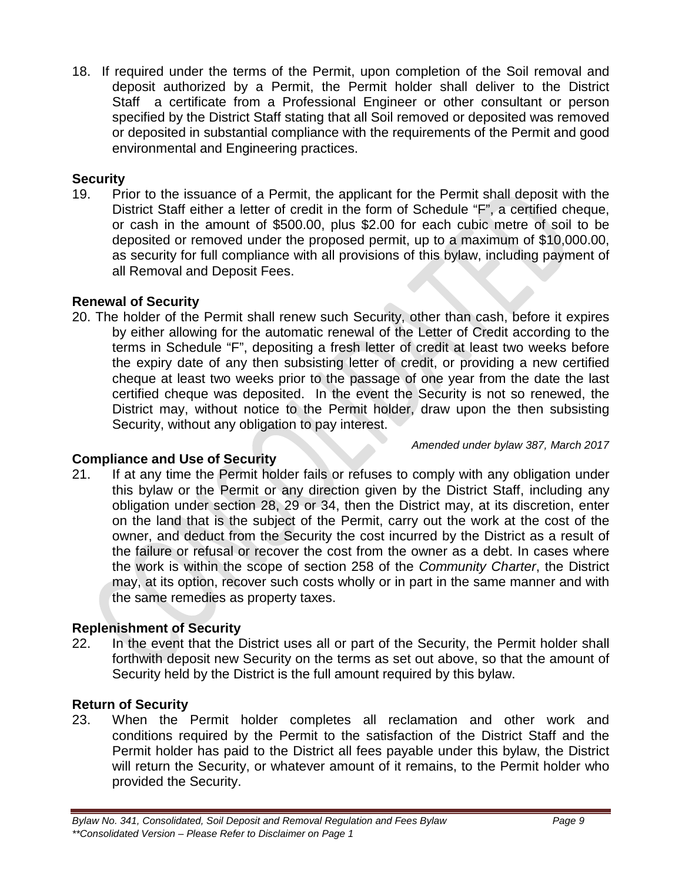18. If required under the terms of the Permit, upon completion of the Soil removal and deposit authorized by a Permit, the Permit holder shall deliver to the District Staff a certificate from a Professional Engineer or other consultant or person specified by the District Staff stating that all Soil removed or deposited was removed or deposited in substantial compliance with the requirements of the Permit and good environmental and Engineering practices.

**Security**

19. Prior to the issuance of a Permit, the applicant for the Permit shall deposit with the District Staff either a letter of credit in the form of Schedule "F", a certified cheque, or cash in the amount of $500.00, plus $2.00 for each cubic metre of soil to be deposited or removed under the proposed permit, up to a maximum of $10,000.00, as security for full compliance with all provisions of this bylaw, including payment of all Removal and Deposit Fees.

**Renewal of Security**

20. The holder of the Permit shall renew such Security, other than cash, before it expires by either allowing for the automatic renewal of the Letter of Credit according to the terms in Schedule "F", depositing a fresh letter of credit at least two weeks before the expiry date of any then subsisting letter of credit, or providing a new certified cheque at least two weeks prior to the passage of one year from the date the last certified cheque was deposited. In the event the Security is not so renewed, the District may, without notice to the Permit holder, draw upon the then subsisting Security, without any obligation to pay interest.

*Amended under bylaw 387, March 2017*

**Compliance and Use of Security**

21. If at any time the Permit holder fails or refuses to comply with any obligation under this bylaw or the Permit or any direction given by the District Staff, including any obligation under section 28, 29 or 34, then the District may, at its discretion, enter on the land that is the subject of the Permit, carry out the work at the cost of the owner, and deduct from the Security the cost incurred by the District as a result of the failure or refusal or recover the cost from the owner as a debt. In cases where the work is within the scope of section 258 of the *Community Charter*, the District may, at its option, recover such costs wholly or in part in the same manner and with the same remedies as property taxes.

**Replenishment of Security**

22. In the event that the District uses all or part of the Security, the Permit holder shall forthwith deposit new Security on the terms as set out above, so that the amount of Security held by the District is the full amount required by this bylaw.

**Return of Security**

23. When the Permit holder completes all reclamation and other work and conditions required by the Permit to the satisfaction of the District Staff and the Permit holder has paid to the District all fees payable under this bylaw, the District will return the Security, or whatever amount of it remains, to the Permit holder who provided the Security.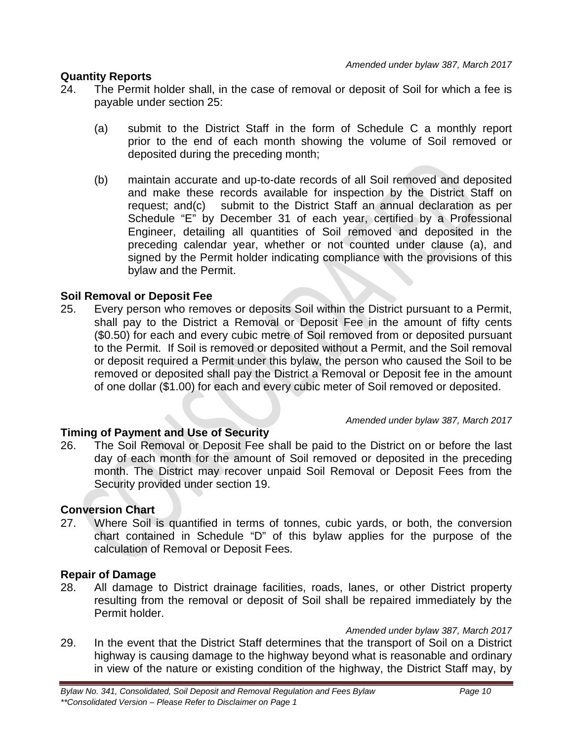*Amended under bylaw 387, March 2017*

**Quantity Reports**

24. The Permit holder shall, in the case of removal or deposit of Soil for which a fee is payable under section 25:

    (a) submit to the District Staff in the form of Schedule C a monthly report prior to the end of each month showing the volume of Soil removed or deposited during the preceding month;

    (b) maintain accurate and up-to-date records of all Soil removed and deposited and make these records available for inspection by the District Staff on request; and(c) submit to the District Staff an annual declaration as per Schedule "E" by December 31 of each year, certified by a Professional Engineer, detailing all quantities of Soil removed and deposited in the preceding calendar year, whether or not counted under clause (a), and signed by the Permit holder indicating compliance with the provisions of this bylaw and the Permit.

**Soil Removal or Deposit Fee**

25. Every person who removes or deposits Soil within the District pursuant to a Permit, shall pay to the District a Removal or Deposit Fee in the amount of fifty cents ($0.50) for each and every cubic metre of Soil removed from or deposited pursuant to the Permit. If Soil is removed or deposited without a Permit, and the Soil removal or deposit required a Permit under this bylaw, the person who caused the Soil to be removed or deposited shall pay the District a Removal or Deposit fee in the amount of one dollar ($1.00) for each and every cubic meter of Soil removed or deposited.

*Amended under bylaw 387, March 2017*

**Timing of Payment and Use of Security**

26. The Soil Removal or Deposit Fee shall be paid to the District on or before the last day of each month for the amount of Soil removed or deposited in the preceding month. The District may recover unpaid Soil Removal or Deposit Fees from the Security provided under section 19.

**Conversion Chart**

27. Where Soil is quantified in terms of tonnes, cubic yards, or both, the conversion chart contained in Schedule "D" of this bylaw applies for the purpose of the calculation of Removal or Deposit Fees.

**Repair of Damage**

28. All damage to District drainage facilities, roads, lanes, or other District property resulting from the removal or deposit of Soil shall be repaired immediately by the Permit holder.

*Amended under bylaw 387, March 2017*

29. In the event that the District Staff determines that the transport of Soil on a District highway is causing damage to the highway beyond what is reasonable and ordinary in view of the nature or existing condition of the highway, the District Staff may, by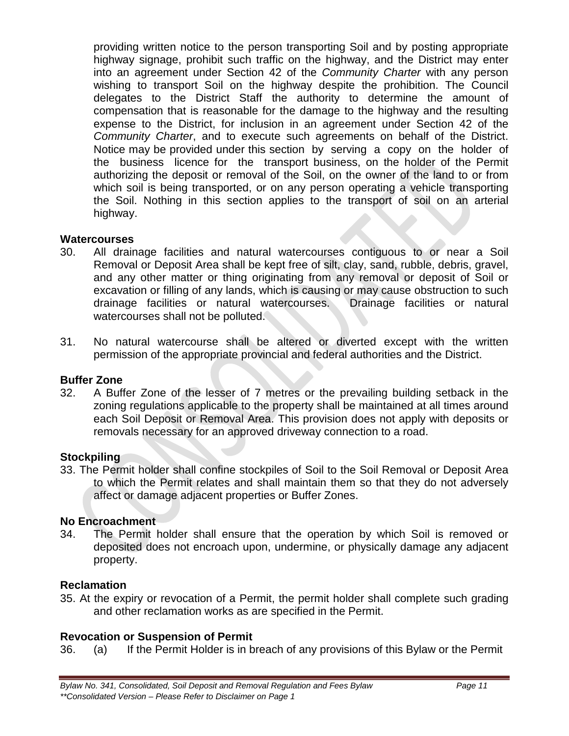providing written notice to the person transporting Soil and by posting appropriate highway signage, prohibit such traffic on the highway, and the District may enter into an agreement under Section 42 of the *Community Charter* with any person wishing to transport Soil on the highway despite the prohibition. The Council delegates to the District Staff the authority to determine the amount of compensation that is reasonable for the damage to the highway and the resulting expense to the District, for inclusion in an agreement under Section 42 of the *Community Charter*, and to execute such agreements on behalf of the District. Notice may be provided under this section by serving a copy on the holder of the business licence for the transport business, on the holder of the Permit authorizing the deposit or removal of the Soil, on the owner of the land to or from which soil is being transported, or on any person operating a vehicle transporting the Soil. Nothing in this section applies to the transport of soil on an arterial highway.

**Watercourses**

30. All drainage facilities and natural watercourses contiguous to or near a Soil Removal or Deposit Area shall be kept free of silt, clay, sand, rubble, debris, gravel, and any other matter or thing originating from any removal or deposit of Soil or excavation or filling of any lands, which is causing or may cause obstruction to such drainage facilities or natural watercourses. Drainage facilities or natural watercourses shall not be polluted.

31. No natural watercourse shall be altered or diverted except with the written permission of the appropriate provincial and federal authorities and the District.

**Buffer Zone**

32. A Buffer Zone of the lesser of 7 metres or the prevailing building setback in the zoning regulations applicable to the property shall be maintained at all times around each Soil Deposit or Removal Area. This provision does not apply with deposits or removals necessary for an approved driveway connection to a road.

**Stockpiling**

33. The Permit holder shall confine stockpiles of Soil to the Soil Removal or Deposit Area to which the Permit relates and shall maintain them so that they do not adversely affect or damage adjacent properties or Buffer Zones.

**No Encroachment**

34. The Permit holder shall ensure that the operation by which Soil is removed or deposited does not encroach upon, undermine, or physically damage any adjacent property.

**Reclamation**

35. At the expiry or revocation of a Permit, the permit holder shall complete such grading and other reclamation works as are specified in the Permit.

**Revocation or Suspension of Permit**

36. (a) If the Permit Holder is in breach of any provisions of this Bylaw or the Permit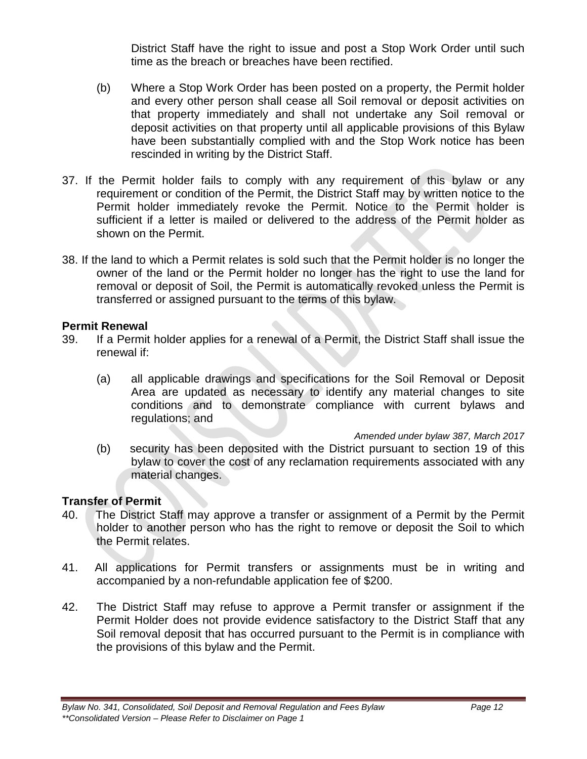District Staff have the right to issue and post a Stop Work Order until such time as the breach or breaches have been rectified.

(b) Where a Stop Work Order has been posted on a property, the Permit holder and every other person shall cease all Soil removal or deposit activities on that property immediately and shall not undertake any Soil removal or deposit activities on that property until all applicable provisions of this Bylaw have been substantially complied with and the Stop Work notice has been rescinded in writing by the District Staff.

37. If the Permit holder fails to comply with any requirement of this bylaw or any requirement or condition of the Permit, the District Staff may by written notice to the Permit holder immediately revoke the Permit. Notice to the Permit holder is sufficient if a letter is mailed or delivered to the address of the Permit holder as shown on the Permit.

38. If the land to which a Permit relates is sold such that the Permit holder is no longer the owner of the land or the Permit holder no longer has the right to use the land for removal or deposit of Soil, the Permit is automatically revoked unless the Permit is transferred or assigned pursuant to the terms of this bylaw.

**Permit Renewal**

39. If a Permit holder applies for a renewal of a Permit, the District Staff shall issue the renewal if:

(a) all applicable drawings and specifications for the Soil Removal or Deposit Area are updated as necessary to identify any material changes to site conditions and to demonstrate compliance with current bylaws and regulations; and

*Amended under bylaw 387, March 2017*

(b) security has been deposited with the District pursuant to section 19 of this bylaw to cover the cost of any reclamation requirements associated with any material changes.

**Transfer of Permit**

40. The District Staff may approve a transfer or assignment of a Permit by the Permit holder to another person who has the right to remove or deposit the Soil to which the Permit relates.

41. All applications for Permit transfers or assignments must be in writing and accompanied by a non-refundable application fee of $200.

42. The District Staff may refuse to approve a Permit transfer or assignment if the Permit Holder does not provide evidence satisfactory to the District Staff that any Soil removal deposit that has occurred pursuant to the Permit is in compliance with the provisions of this bylaw and the Permit.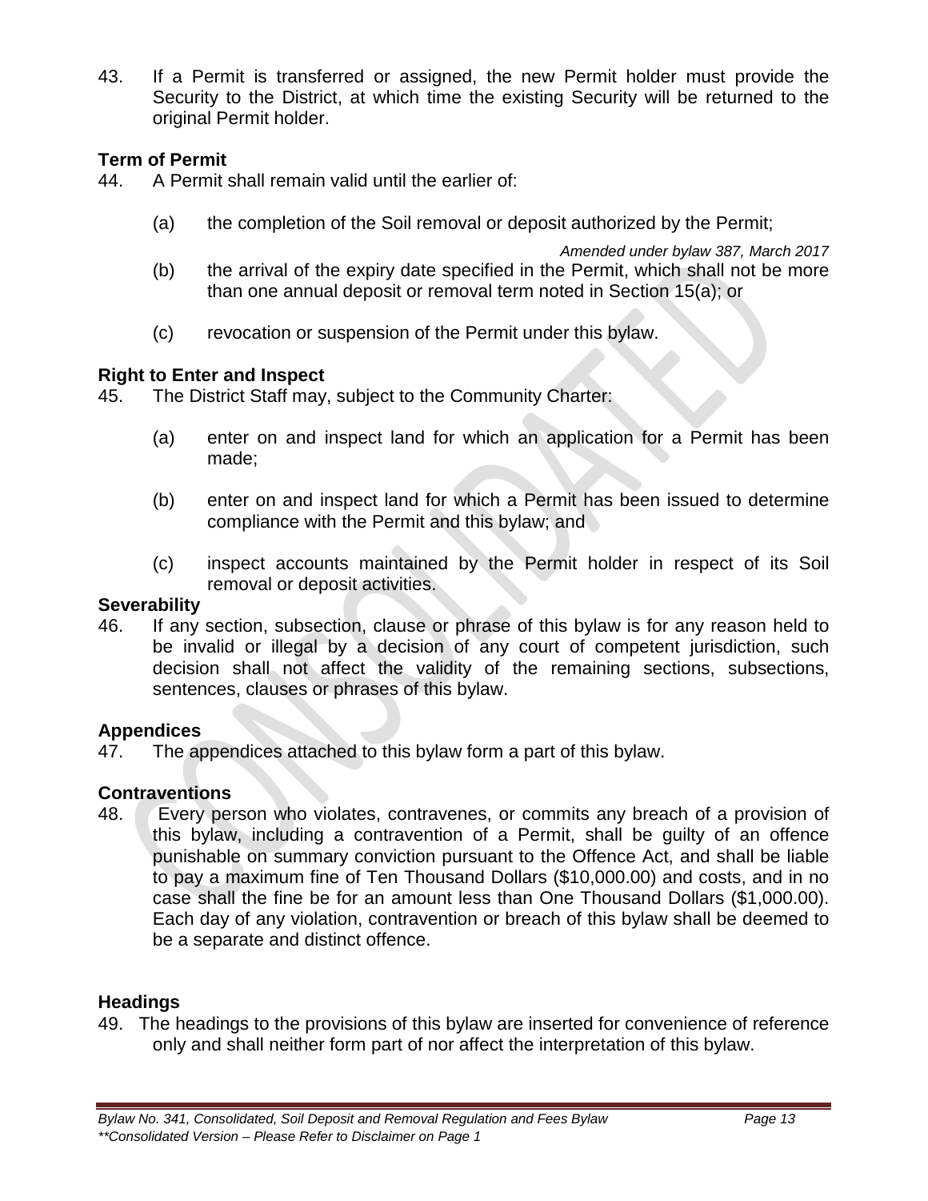43. If a Permit is transferred or assigned, the new Permit holder must provide the Security to the District, at which time the existing Security will be returned to the original Permit holder.

**Term of Permit**

44. A Permit shall remain valid until the earlier of:

    (a) the completion of the Soil removal or deposit authorized by the Permit;

    *Amended under bylaw 387, March 2017*

    (b) the arrival of the expiry date specified in the Permit, which shall not be more than one annual deposit or removal term noted in Section 15(a); or

    (c) revocation or suspension of the Permit under this bylaw.

**Right to Enter and Inspect**

45. The District Staff may, subject to the Community Charter:

    (a) enter on and inspect land for which an application for a Permit has been made;

    (b) enter on and inspect land for which a Permit has been issued to determine compliance with the Permit and this bylaw; and

    (c) inspect accounts maintained by the Permit holder in respect of its Soil removal or deposit activities.

**Severability**

46. If any section, subsection, clause or phrase of this bylaw is for any reason held to be invalid or illegal by a decision of any court of competent jurisdiction, such decision shall not affect the validity of the remaining sections, subsections, sentences, clauses or phrases of this bylaw.

**Appendices**

47. The appendices attached to this bylaw form a part of this bylaw.

**Contraventions**

48. Every person who violates, contravenes, or commits any breach of a provision of this bylaw, including a contravention of a Permit, shall be guilty of an offence punishable on summary conviction pursuant to the Offence Act, and shall be liable to pay a maximum fine of Ten Thousand Dollars ($10,000.00) and costs, and in no case shall the fine be for an amount less than One Thousand Dollars ($1,000.00). Each day of any violation, contravention or breach of this bylaw shall be deemed to be a separate and distinct offence.

**Headings**

49. The headings to the provisions of this bylaw are inserted for convenience of reference only and shall neither form part of nor affect the interpretation of this bylaw.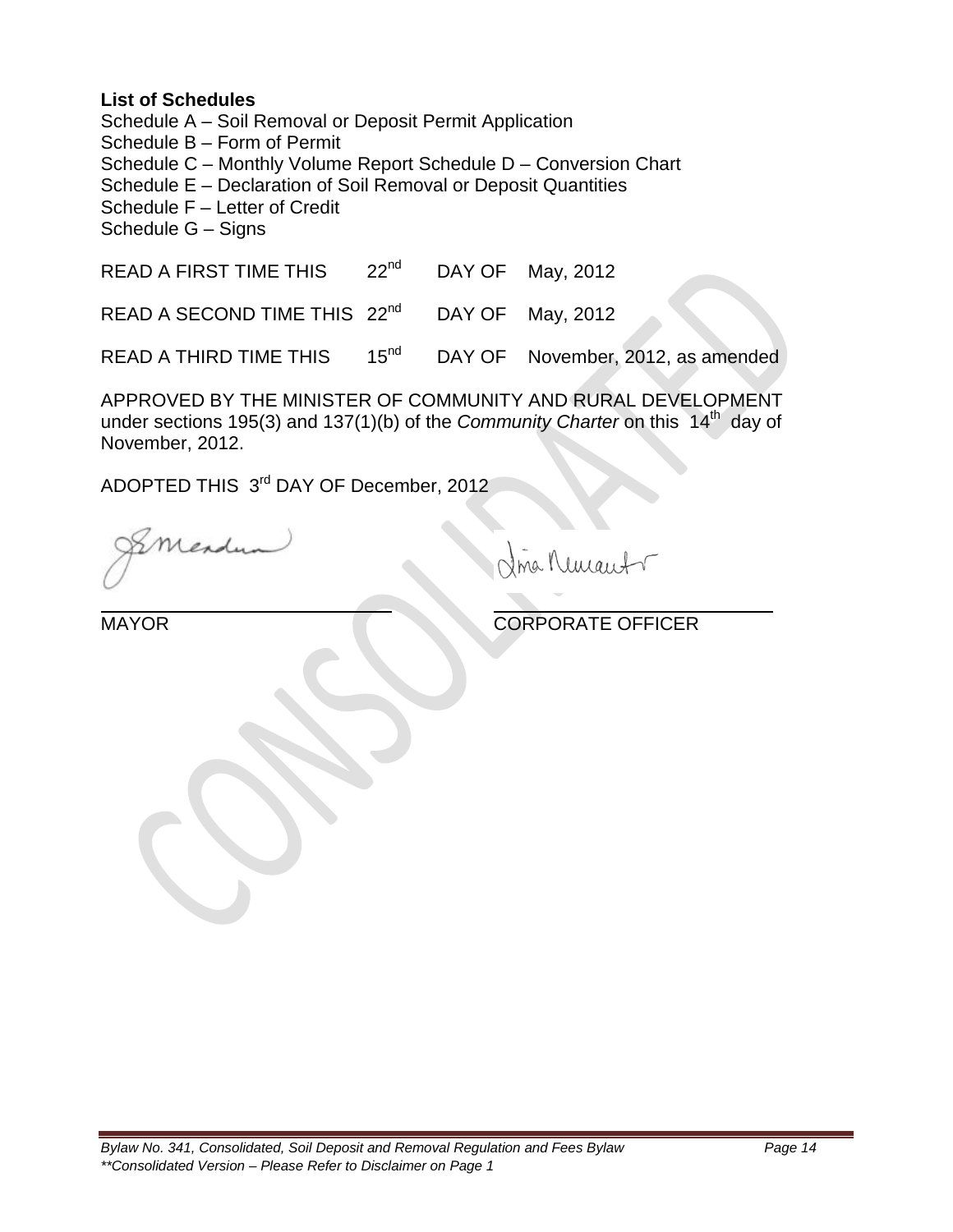**List of Schedules**

Schedule A – Soil Removal or Deposit Permit Application
Schedule B – Form of Permit
Schedule C – Monthly Volume Report Schedule D – Conversion Chart
Schedule E – Declaration of Soil Removal or Deposit Quantities
Schedule F – Letter of Credit
Schedule G – Signs

READ A FIRST TIME THIS 22nd DAY OF May, 2012

READ A SECOND TIME THIS 22nd DAY OF May, 2012

READ A THIRD TIME THIS 15nd DAY OF November, 2012, as amended

APPROVED BY THE MINISTER OF COMMUNITY AND RURAL DEVELOPMENT under sections 195(3) and 137(1)(b) of the *Community Charter* on this 14th day of November, 2012.

ADOPTED THIS 3rd DAY OF December, 2012

MAYOR

CORPORATE OFFICER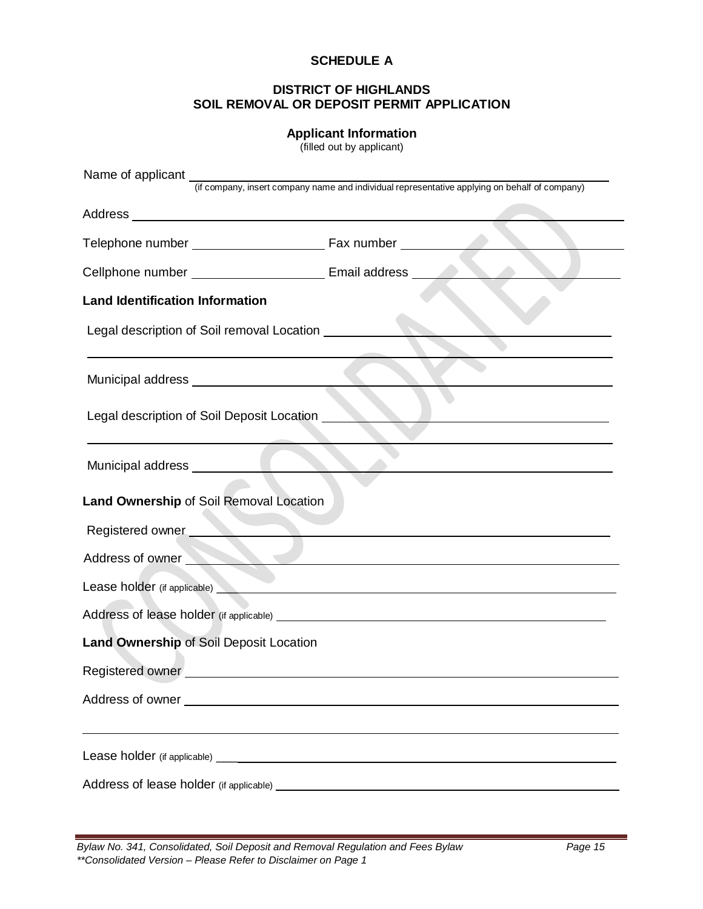**SCHEDULE A**

**DISTRICT OF HIGHLANDS**
**SOIL REMOVAL OR DEPOSIT PERMIT APPLICATION**

**Applicant Information**
(filled out by applicant)

Name of applicant ____________________________________________
(if company, insert company name and individual representative applying on behalf of company)

Address ____________________________________________

Telephone number ____________________ Fax number ____________________

Cellphone number ____________________ Email address ____________________

**Land Identification Information**

Legal description of Soil removal Location ____________________________________________

____________________________________________

Municipal address ____________________________________________

Legal description of Soil Deposit Location ____________________________________________

____________________________________________

Municipal address ____________________________________________

**Land Ownership** of Soil Removal Location

Registered owner ____________________________________________

Address of owner ____________________________________________

Lease holder (if applicable) ____________________________________________

Address of lease holder (if applicable) ____________________________________________

**Land Ownership** of Soil Deposit Location

Registered owner ____________________________________________

Address of owner ____________________________________________

____________________________________________

Lease holder (if applicable) ____________________________________________

Address of lease holder (if applicable) ____________________________________________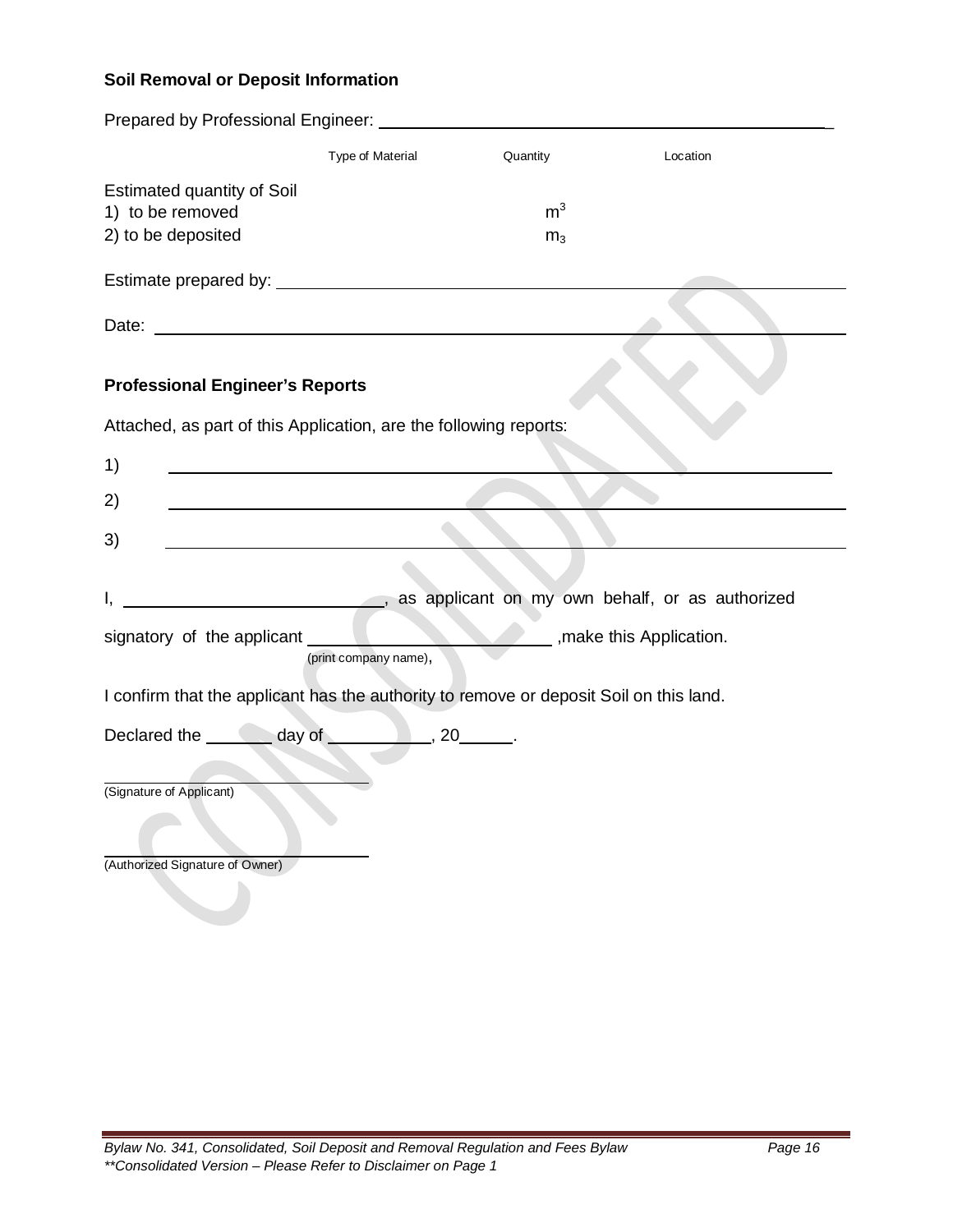**Soil Removal or Deposit Information**

Prepared by Professional Engineer: ______________________________________________

| | Type of Material | Quantity | Location |
|---|---|---|---|
| Estimated quantity of Soil | | | |
| 1) to be removed | | $m^3$ | |
| 2) to be deposited | | $m_3$ | |

Estimate prepared by: ______________________________________________

Date: ______________________________________________

**Professional Engineer's Reports**

Attached, as part of this Application, are the following reports:

1) ______________________________________________

2) ______________________________________________

3) ______________________________________________

I, ____________________________, as applicant on my own behalf, or as authorized signatory of the applicant ____________________________ (print company name), ,make this Application.

I confirm that the applicant has the authority to remove or deposit Soil on this land.

Declared the ______ day of __________, 20_____.

______________________________
(Signature of Applicant)

______________________________
(Authorized Signature of Owner)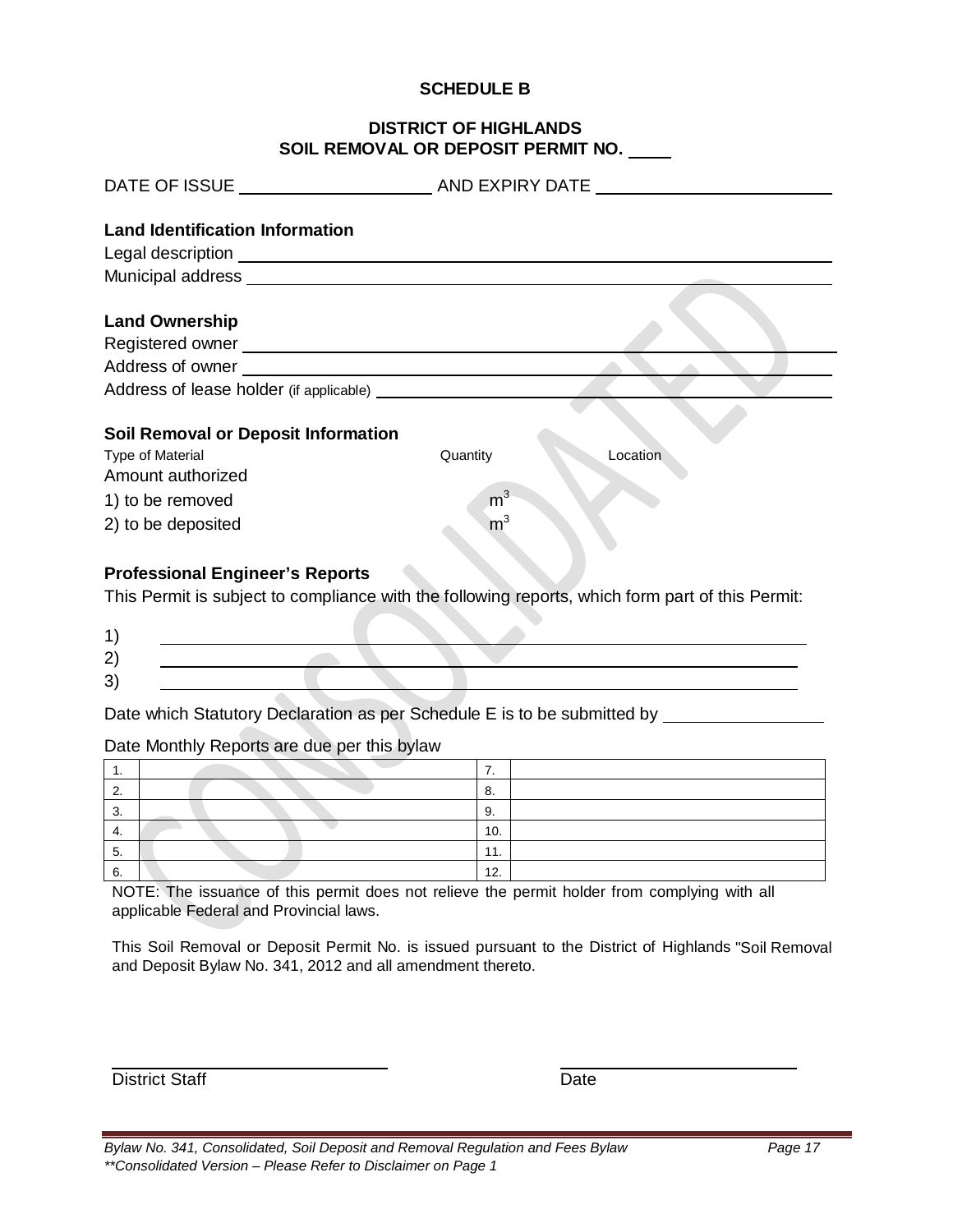**SCHEDULE B**

**DISTRICT OF HIGHLANDS**
**SOIL REMOVAL OR DEPOSIT PERMIT NO. ____**

DATE OF ISSUE ____________________ AND EXPIRY DATE ________________________

**Land Identification Information**

Legal description ________________________________________________________________

Municipal address ________________________________________________________________

**Land Ownership**

Registered owner ________________________________________________________________

Address of owner ________________________________________________________________

Address of lease holder (if applicable) ____________________________________________

**Soil Removal or Deposit Information**

| Type of Material | Quantity | Location |
|---|---|---|
| Amount authorized | | |
| 1) to be removed | $m^3$ | |
| 2) to be deposited | $m^3$ | |

**Professional Engineer's Reports**

This Permit is subject to compliance with the following reports, which form part of this Permit:

1) ________________________________________________________________

2) ________________________________________________________________

3) ________________________________________________________________

Date which Statutory Declaration as per Schedule E is to be submitted by ________________

Date Monthly Reports are due per this bylaw

| | | | |
|---|---|---|---|
| 1. | | 7. | |
| 2. | | 8. | |
| 3. | | 9. | |
| 4. | | 10. | |
| 5. | | 11. | |
| 6. | | 12. | |

NOTE: The issuance of this permit does not relieve the permit holder from complying with all applicable Federal and Provincial laws.

This Soil Removal or Deposit Permit No. is issued pursuant to the District of Highlands "Soil Removal and Deposit Bylaw No. 341, 2012 and all amendment thereto.

______________________________ ______________________________

District Staff Date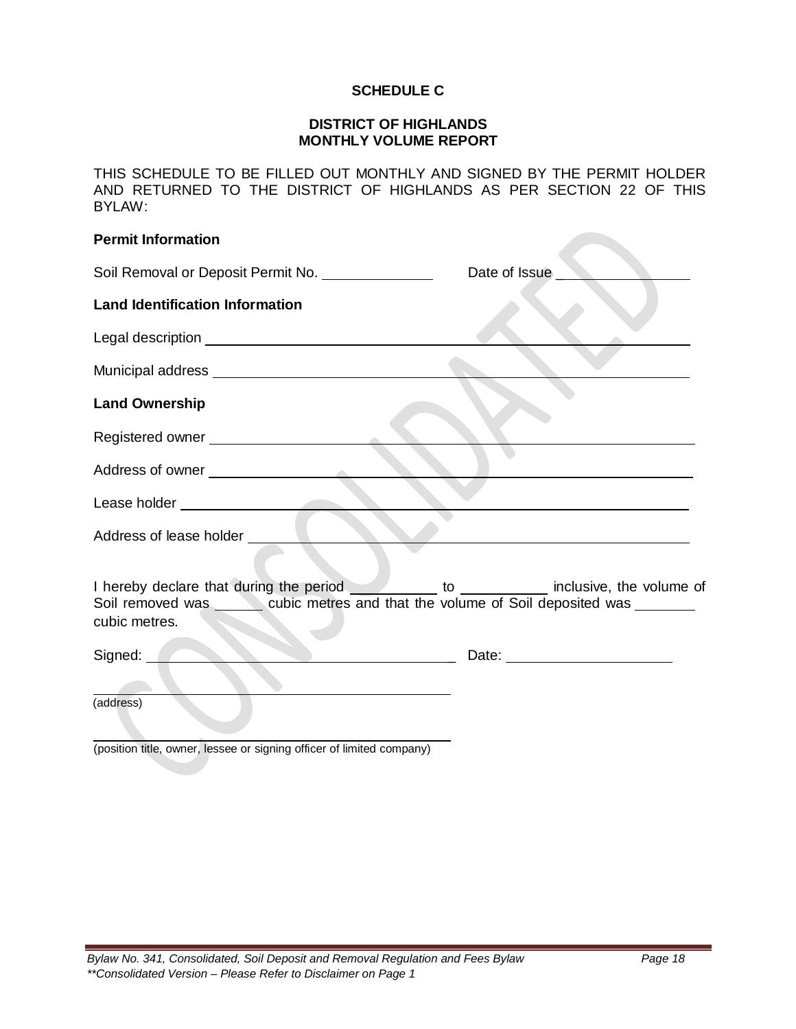## SCHEDULE C

## DISTRICT OF HIGHLANDS
## MONTHLY VOLUME REPORT

THIS SCHEDULE TO BE FILLED OUT MONTHLY AND SIGNED BY THE PERMIT HOLDER AND RETURNED TO THE DISTRICT OF HIGHLANDS AS PER SECTION 22 OF THIS BYLAW:

**Permit Information**

Soil Removal or Deposit Permit No. ______________ Date of Issue ________________

**Land Identification Information**

Legal description ____________________________________________________________

Municipal address ____________________________________________________________

**Land Ownership**

Registered owner ____________________________________________________________

Address of owner ____________________________________________________________

Lease holder ________________________________________________________________

Address of lease holder _______________________________________________________

I hereby declare that during the period __________ to __________ inclusive, the volume of Soil removed was ______ cubic metres and that the volume of Soil deposited was _______ cubic metres.

Signed: ______________________________________ Date: ____________________

______________________________________________
(address)

______________________________________________
(position title, owner, lessee or signing officer of limited company)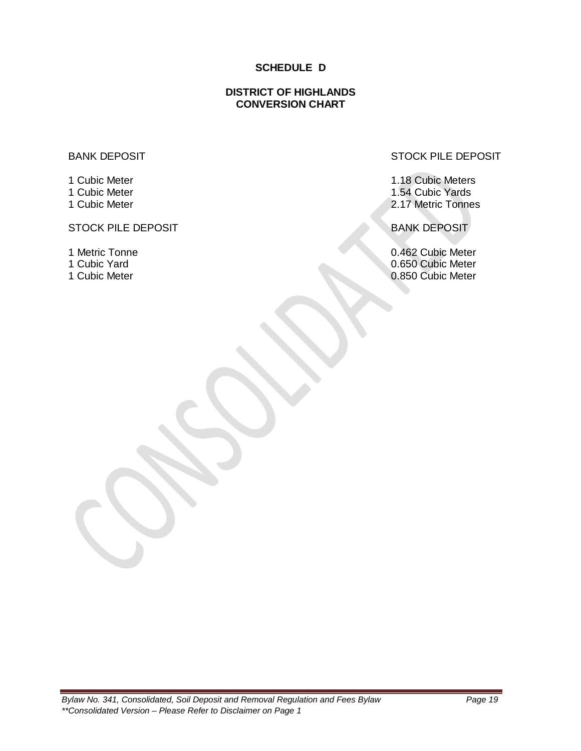## SCHEDULE D

## DISTRICT OF HIGHLANDS
## CONVERSION CHART

| BANK DEPOSIT | STOCK PILE DEPOSIT |
|---|---|
| 1 Cubic Meter | 1.18 Cubic Meters |
| 1 Cubic Meter | 1.54 Cubic Yards |
| 1 Cubic Meter | 2.17 Metric Tonnes |

| STOCK PILE DEPOSIT | BANK DEPOSIT |
|---|---|
| 1 Metric Tonne | 0.462 Cubic Meter |
| 1 Cubic Yard | 0.650 Cubic Meter |
| 1 Cubic Meter | 0.850 Cubic Meter |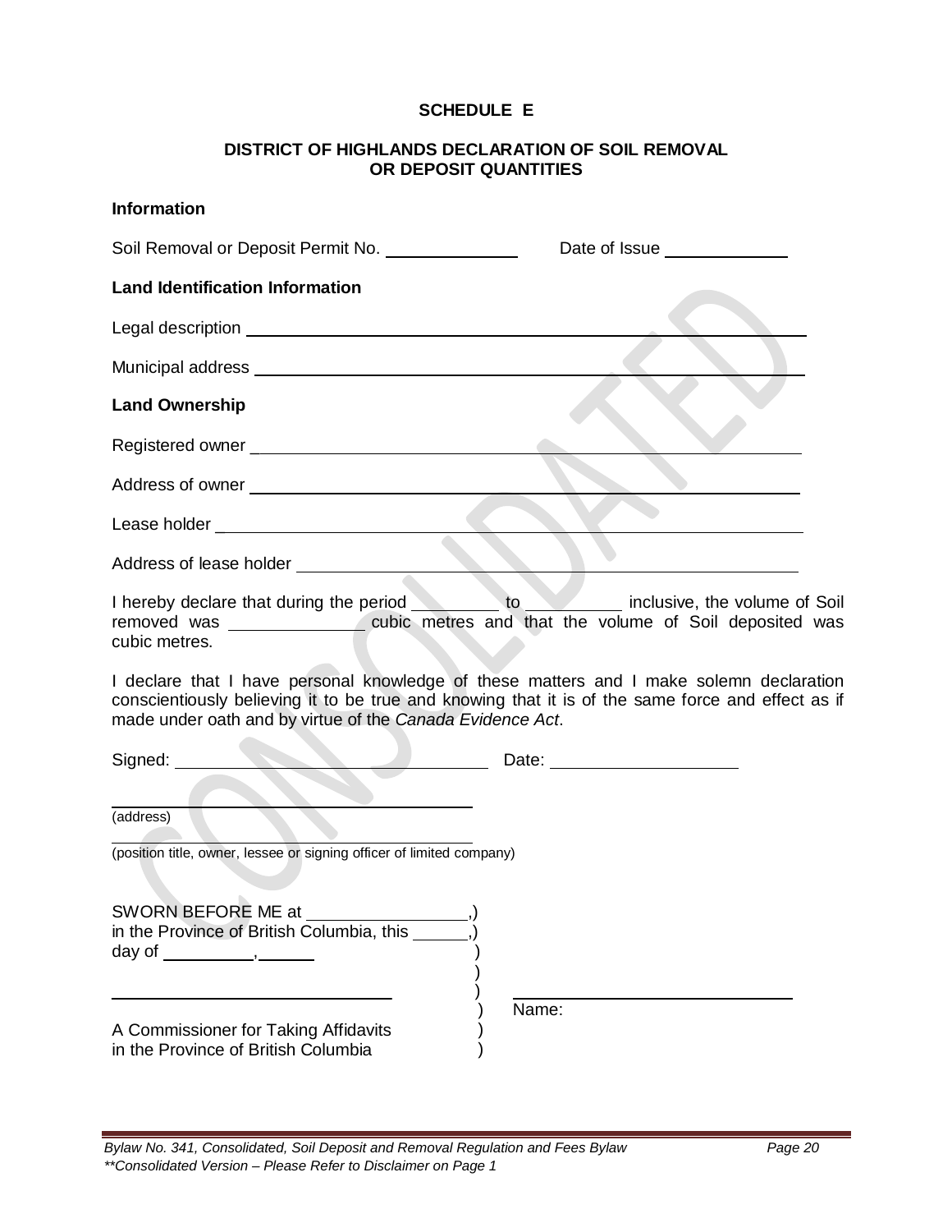# SCHEDULE E

## DISTRICT OF HIGHLANDS DECLARATION OF SOIL REMOVAL OR DEPOSIT QUANTITIES

**Information**

Soil Removal or Deposit Permit No. ______________ Date of Issue ______________

**Land Identification Information**

Legal description ____________________________________________

Municipal address ____________________________________________

**Land Ownership**

Registered owner _____________________________________________

Address of owner _____________________________________________

Lease holder _________________________________________________

Address of lease holder ________________________________________

I hereby declare that during the period _________ to _________ inclusive, the volume of Soil removed was ______________ cubic metres and that the volume of Soil deposited was cubic metres.

I declare that I have personal knowledge of these matters and I make solemn declaration conscientiously believing it to be true and knowing that it is of the same force and effect as if made under oath and by virtue of the *Canada Evidence Act*.

Signed: ______________________________ Date: ____________________

______________________________________
(address)

______________________________________
(position title, owner, lessee or signing officer of limited company)

SWORN BEFORE ME at _________________,)
in the Province of British Columbia, this ______,)
day of __________, ______ )
)
______________________________ ) ______________________________
) Name:
A Commissioner for Taking Affidavits )
in the Province of British Columbia )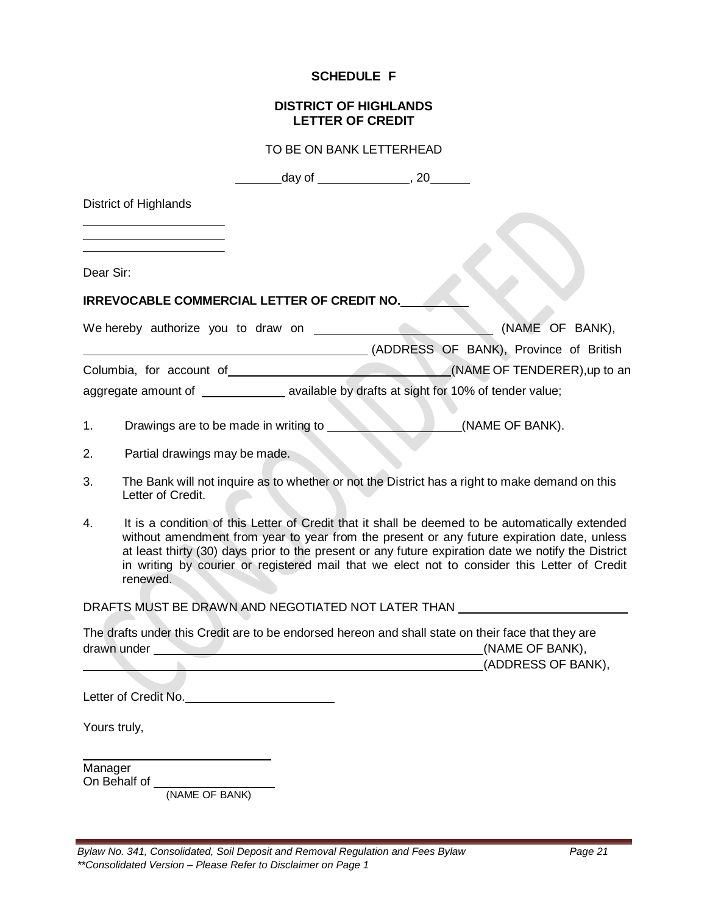**SCHEDULE F**

**DISTRICT OF HIGHLANDS**
**LETTER OF CREDIT**

TO BE ON BANK LETTERHEAD

\_\_\_\_\_\_\_day of \_\_\_\_\_\_\_\_\_\_\_\_\_\_, 20\_\_\_\_\_\_

District of Highlands

\_\_\_\_\_\_\_\_\_\_\_\_\_\_\_\_\_\_\_\_\_\_
\_\_\_\_\_\_\_\_\_\_\_\_\_\_\_\_\_\_\_\_\_\_
\_\_\_\_\_\_\_\_\_\_\_\_\_\_\_\_\_\_\_\_\_\_

Dear Sir:

**IRREVOCABLE COMMERCIAL LETTER OF CREDIT NO.\_\_\_\_\_\_\_\_\_\_**

We hereby authorize you to draw on \_\_\_\_\_\_\_\_\_\_\_\_\_\_\_\_\_\_\_\_\_\_\_\_\_\_ (NAME OF BANK), \_\_\_\_\_\_\_\_\_\_\_\_\_\_\_\_\_\_\_\_\_\_\_\_\_\_\_\_\_\_\_\_\_\_\_\_\_\_\_\_\_\_ (ADDRESS OF BANK), Province of British Columbia, for account of\_\_\_\_\_\_\_\_\_\_\_\_\_\_\_\_\_\_\_\_\_\_\_\_\_\_\_\_\_\_\_\_\_(NAME OF TENDERER),up to an aggregate amount of \_\_\_\_\_\_\_\_\_\_\_\_ available by drafts at sight for 10% of tender value;

1. Drawings are to be made in writing to \_\_\_\_\_\_\_\_\_\_\_\_\_\_\_\_\_\_\_\_(NAME OF BANK).
2. Partial drawings may be made.
3. The Bank will not inquire as to whether or not the District has a right to make demand on this Letter of Credit.
4. It is a condition of this Letter of Credit that it shall be deemed to be automatically extended without amendment from year to year from the present or any future expiration date, unless at least thirty (30) days prior to the present or any future expiration date we notify the District in writing by courier or registered mail that we elect not to consider this Letter of Credit renewed.

DRAFTS MUST BE DRAWN AND NEGOTIATED NOT LATER THAN \_\_\_\_\_\_\_\_\_\_\_\_\_\_\_\_\_\_\_\_\_\_\_\_\_\_

The drafts under this Credit are to be endorsed hereon and shall state on their face that they are drawn under \_\_\_\_\_\_\_\_\_\_\_\_\_\_\_\_\_\_\_\_\_\_\_\_\_\_\_\_\_\_\_\_\_\_\_\_\_\_\_\_\_\_\_\_\_\_\_\_\_\_\_(NAME OF BANK), \_\_\_\_\_\_\_\_\_\_\_\_\_\_\_\_\_\_\_\_\_\_\_\_\_\_\_\_\_\_\_\_\_\_\_\_\_\_\_\_\_\_\_\_\_\_\_\_\_\_\_\_\_\_\_\_\_\_\_\_(ADDRESS OF BANK),

Letter of Credit No.\_\_\_\_\_\_\_\_\_\_\_\_\_\_\_\_\_\_\_\_\_\_\_

Yours truly,

\_\_\_\_\_\_\_\_\_\_\_\_\_\_\_\_\_\_\_\_\_\_\_\_\_\_\_\_\_\_
Manager
On Behalf of \_\_\_\_\_\_\_\_\_\_\_\_\_\_\_\_\_\_\_
(NAME OF BANK)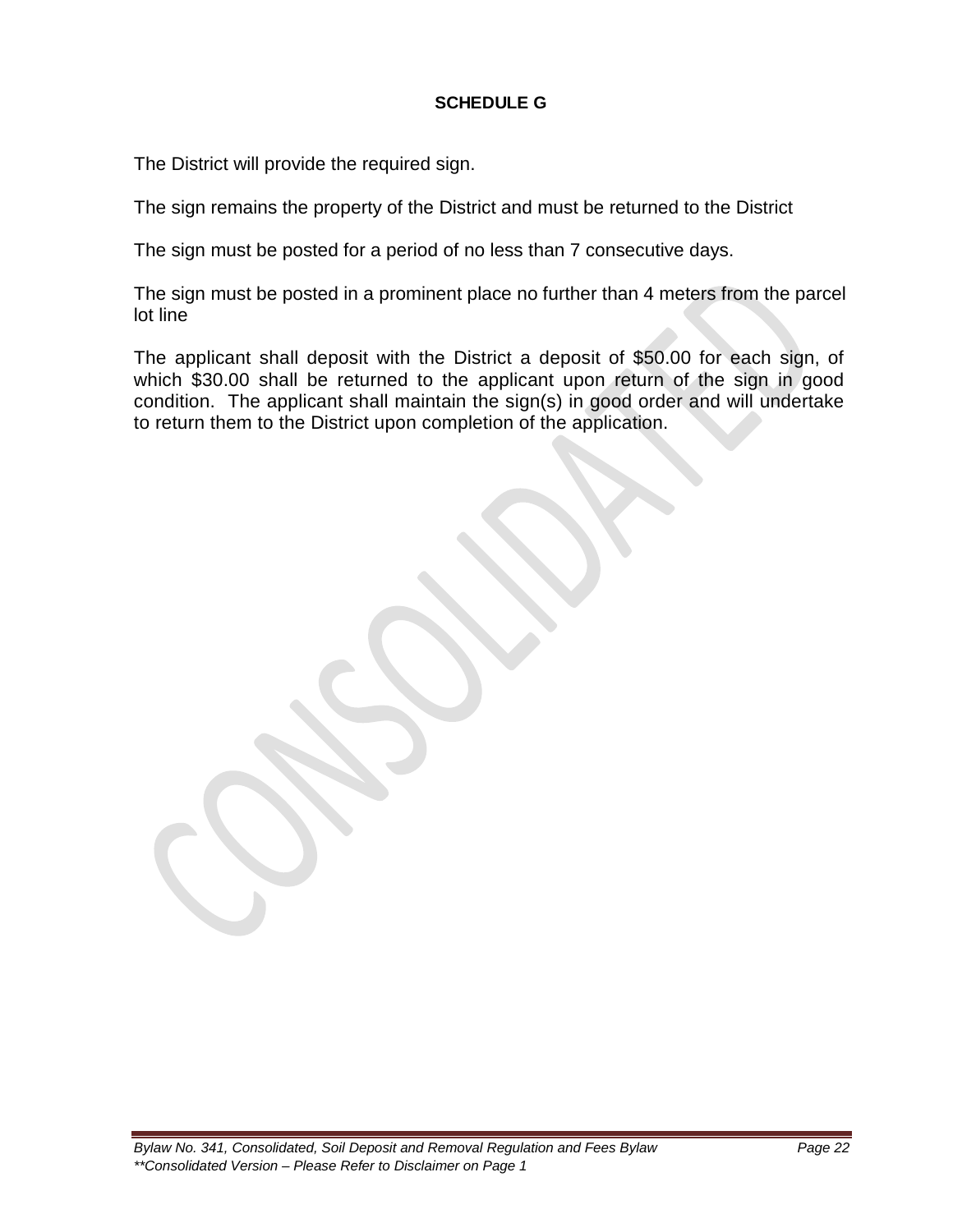**SCHEDULE G**

The District will provide the required sign.

The sign remains the property of the District and must be returned to the District

The sign must be posted for a period of no less than 7 consecutive days.

The sign must be posted in a prominent place no further than 4 meters from the parcel lot line

The applicant shall deposit with the District a deposit of $50.00 for each sign, of which $30.00 shall be returned to the applicant upon return of the sign in good condition. The applicant shall maintain the sign(s) in good order and will undertake to return them to the District upon completion of the application.